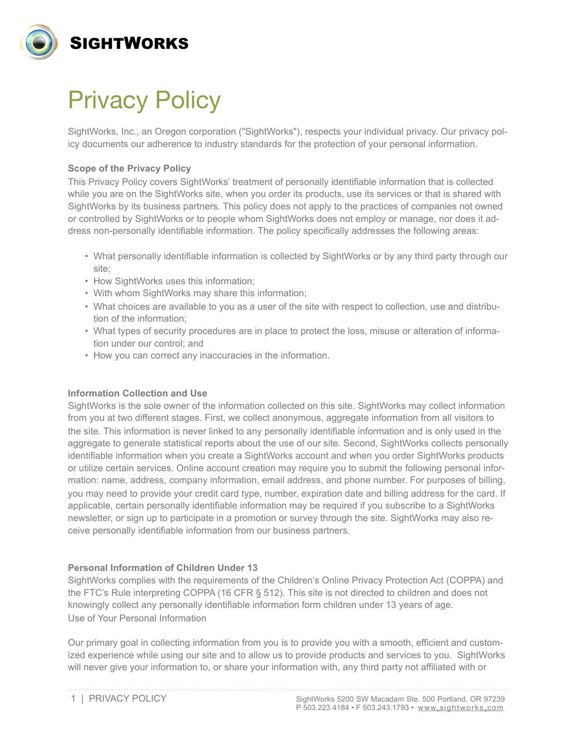**SIGHTWORKS**

# Privacy Policy

SightWorks, Inc., an Oregon corporation ("SightWorks"), respects your individual privacy. Our privacy policy documents our adherence to industry standards for the protection of your personal information.

### Scope of the Privacy Policy

This Privacy Policy covers SightWorks' treatment of personally identifiable information that is collected while you are on the SightWorks site, when you order its products, use its services or that is shared with SightWorks by its business partners. This policy does not apply to the practices of companies not owned or controlled by SightWorks or to people whom SightWorks does not employ or manage, nor does it address non-personally identifiable information. The policy specifically addresses the following areas:

- What personally identifiable information is collected by SightWorks or by any third party through our site;
- How SightWorks uses this information;
- With whom SightWorks may share this information;
- What choices are available to you as a user of the site with respect to collection, use and distribution of the information;
- What types of security procedures are in place to protect the loss, misuse or alteration of information under our control; and
- How you can correct any inaccuracies in the information.

### Information Collection and Use

SightWorks is the sole owner of the information collected on this site. SightWorks may collect information from you at two different stages. First, we collect anonymous, aggregate information from all visitors to the site. This information is never linked to any personally identifiable information and is only used in the aggregate to generate statistical reports about the use of our site. Second, SightWorks collects personally identifiable information when you create a SightWorks account and when you order SightWorks products or utilize certain services. Online account creation may require you to submit the following personal information: name, address, company information, email address, and phone number. For purposes of billing, you may need to provide your credit card type, number, expiration date and billing address for the card. If applicable, certain personally identifiable information may be required if you subscribe to a SightWorks newsletter, or sign up to participate in a promotion or survey through the site. SightWorks may also receive personally identifiable information from our business partners.

### Personal Information of Children Under 13

SightWorks complies with the requirements of the Children's Online Privacy Protection Act (COPPA) and the FTC's Rule interpreting COPPA (16 CFR § 512). This site is not directed to children and does not knowingly collect any personally identifiable information form children under 13 years of age.

Use of Your Personal Information

Our primary goal in collecting information from you is to provide you with a smooth, efficient and customized experience while using our site and to allow us to provide products and services to you. SightWorks will never give your information to, or share your information with, any third party not affiliated with or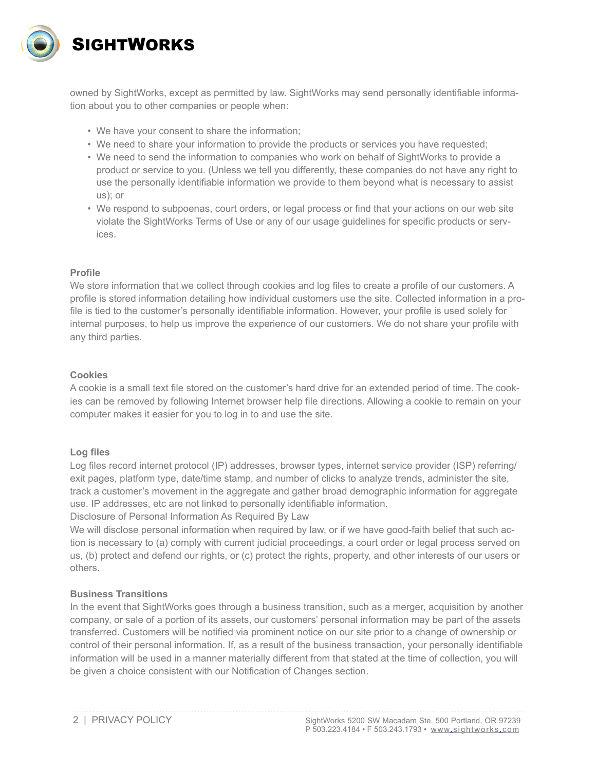owned by SightWorks, except as permitted by law. SightWorks may send personally identifiable information about you to other companies or people when:

- We have your consent to share the information;
- We need to share your information to provide the products or services you have requested;
- We need to send the information to companies who work on behalf of SightWorks to provide a product or service to you. (Unless we tell you differently, these companies do not have any right to use the personally identifiable information we provide to them beyond what is necessary to assist us); or
- We respond to subpoenas, court orders, or legal process or find that your actions on our web site violate the SightWorks Terms of Use or any of our usage guidelines for specific products or services.

**Profile**

We store information that we collect through cookies and log files to create a profile of our customers. A profile is stored information detailing how individual customers use the site. Collected information in a profile is tied to the customer's personally identifiable information. However, your profile is used solely for internal purposes, to help us improve the experience of our customers. We do not share your profile with any third parties.

**Cookies**

A cookie is a small text file stored on the customer's hard drive for an extended period of time. The cookies can be removed by following Internet browser help file directions. Allowing a cookie to remain on your computer makes it easier for you to log in to and use the site.

**Log files**

Log files record internet protocol (IP) addresses, browser types, internet service provider (ISP) referring/exit pages, platform type, date/time stamp, and number of clicks to analyze trends, administer the site, track a customer's movement in the aggregate and gather broad demographic information for aggregate use. IP addresses, etc are not linked to personally identifiable information.

Disclosure of Personal Information As Required By Law

We will disclose personal information when required by law, or if we have good-faith belief that such action is necessary to (a) comply with current judicial proceedings, a court order or legal process served on us, (b) protect and defend our rights, or (c) protect the rights, property, and other interests of our users or others.

**Business Transitions**

In the event that SightWorks goes through a business transition, such as a merger, acquisition by another company, or sale of a portion of its assets, our customers' personal information may be part of the assets transferred. Customers will be notified via prominent notice on our site prior to a change of ownership or control of their personal information. If, as a result of the business transaction, your personally identifiable information will be used in a manner materially different from that stated at the time of collection, you will be given a choice consistent with our Notification of Changes section.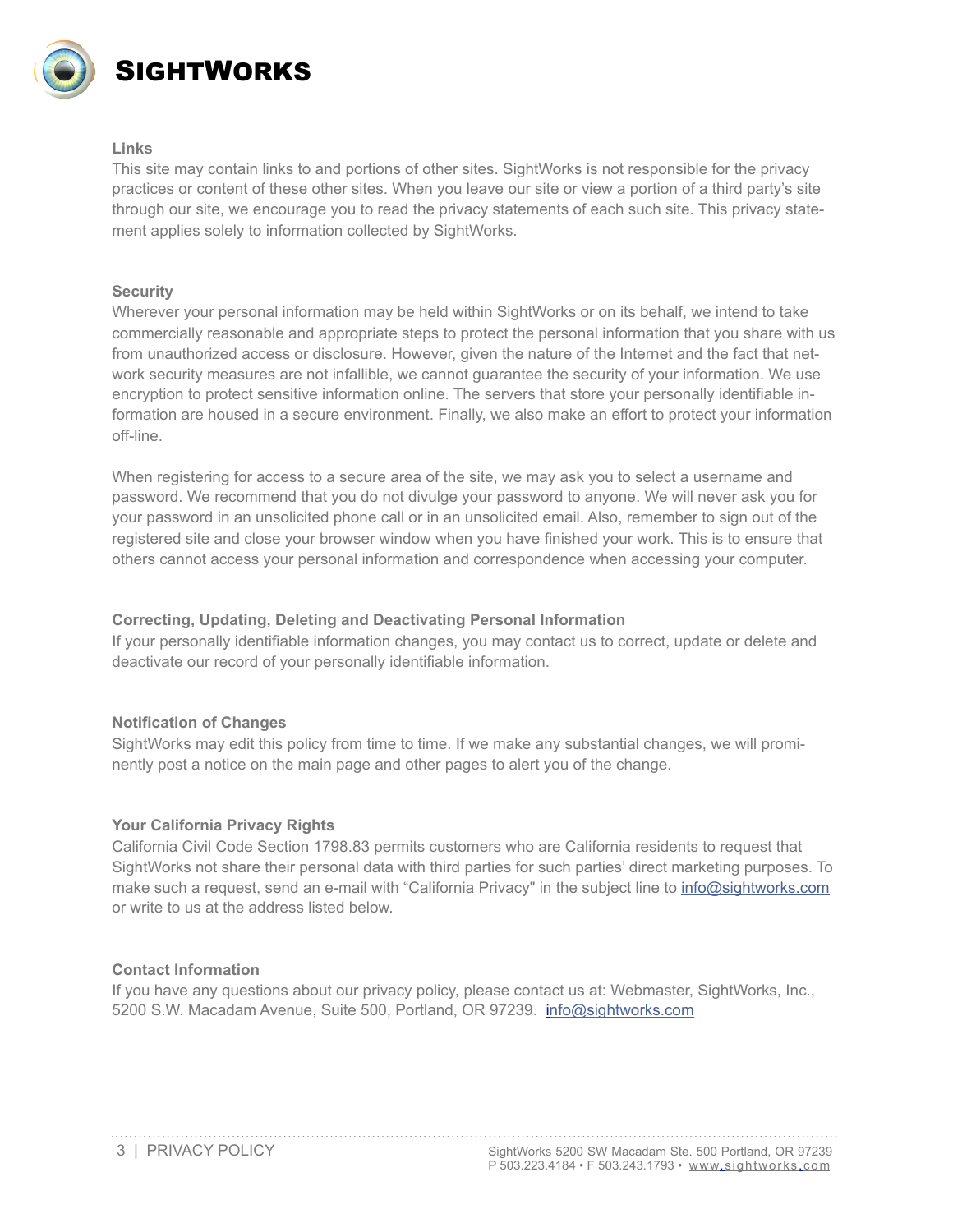### Links

This site may contain links to and portions of other sites. SightWorks is not responsible for the privacy practices or content of these other sites. When you leave our site or view a portion of a third party's site through our site, we encourage you to read the privacy statements of each such site. This privacy statement applies solely to information collected by SightWorks.

### Security

Wherever your personal information may be held within SightWorks or on its behalf, we intend to take commercially reasonable and appropriate steps to protect the personal information that you share with us from unauthorized access or disclosure. However, given the nature of the Internet and the fact that network security measures are not infallible, we cannot guarantee the security of your information. We use encryption to protect sensitive information online. The servers that store your personally identifiable information are housed in a secure environment. Finally, we also make an effort to protect your information off-line.

When registering for access to a secure area of the site, we may ask you to select a username and password. We recommend that you do not divulge your password to anyone. We will never ask you for your password in an unsolicited phone call or in an unsolicited email. Also, remember to sign out of the registered site and close your browser window when you have finished your work. This is to ensure that others cannot access your personal information and correspondence when accessing your computer.

### Correcting, Updating, Deleting and Deactivating Personal Information

If your personally identifiable information changes, you may contact us to correct, update or delete and deactivate our record of your personally identifiable information.

### Notification of Changes

SightWorks may edit this policy from time to time. If we make any substantial changes, we will prominently post a notice on the main page and other pages to alert you of the change.

### Your California Privacy Rights

California Civil Code Section 1798.83 permits customers who are California residents to request that SightWorks not share their personal data with third parties for such parties' direct marketing purposes. To make such a request, send an e-mail with "California Privacy" in the subject line to info@sightworks.com or write to us at the address listed below.

### Contact Information

If you have any questions about our privacy policy, please contact us at: Webmaster, SightWorks, Inc., 5200 S.W. Macadam Avenue, Suite 500, Portland, OR 97239. info@sightworks.com